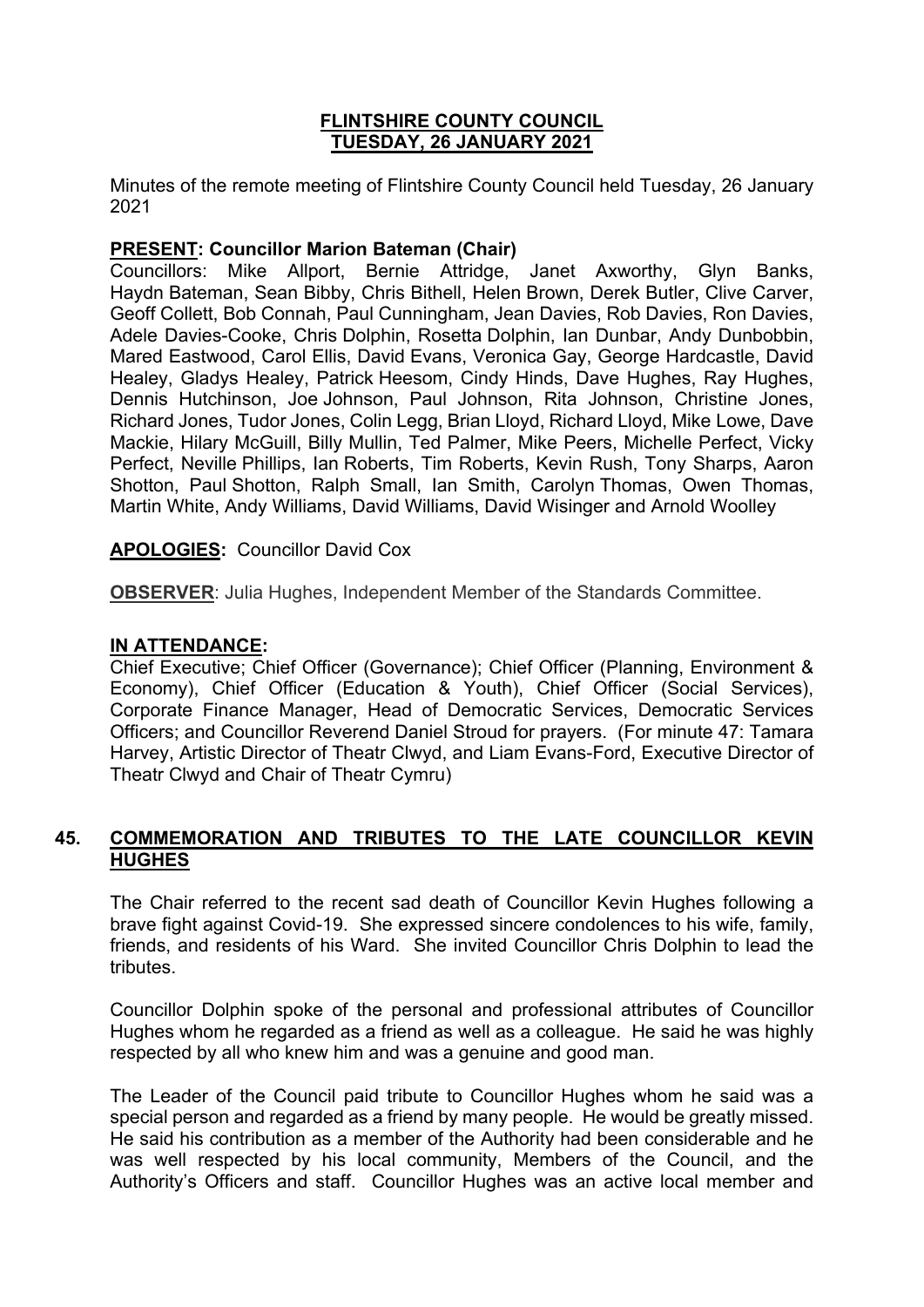# FLINTSHIRE COUNTY COUNCIL
## TUESDAY, 26 JANUARY 2021

Minutes of the remote meeting of Flintshire County Council held Tuesday, 26 January 2021

**PRESENT: Councillor Marion Bateman (Chair)**
Councillors: Mike Allport, Bernie Attridge, Janet Axworthy, Glyn Banks, Haydn Bateman, Sean Bibby, Chris Bithell, Helen Brown, Derek Butler, Clive Carver, Geoff Collett, Bob Connah, Paul Cunningham, Jean Davies, Rob Davies, Ron Davies, Adele Davies-Cooke, Chris Dolphin, Rosetta Dolphin, Ian Dunbar, Andy Dunbobbin, Mared Eastwood, Carol Ellis, David Evans, Veronica Gay, George Hardcastle, David Healey, Gladys Healey, Patrick Heesom, Cindy Hinds, Dave Hughes, Ray Hughes, Dennis Hutchinson, Joe Johnson, Paul Johnson, Rita Johnson, Christine Jones, Richard Jones, Tudor Jones, Colin Legg, Brian Lloyd, Richard Lloyd, Mike Lowe, Dave Mackie, Hilary McGuill, Billy Mullin, Ted Palmer, Mike Peers, Michelle Perfect, Vicky Perfect, Neville Phillips, Ian Roberts, Tim Roberts, Kevin Rush, Tony Sharps, Aaron Shotton, Paul Shotton, Ralph Small, Ian Smith, Carolyn Thomas, Owen Thomas, Martin White, Andy Williams, David Williams, David Wisinger and Arnold Woolley

**APOLOGIES:** Councillor David Cox

**OBSERVER**: Julia Hughes, Independent Member of the Standards Committee.

**IN ATTENDANCE:**
Chief Executive; Chief Officer (Governance); Chief Officer (Planning, Environment & Economy), Chief Officer (Education & Youth), Chief Officer (Social Services), Corporate Finance Manager, Head of Democratic Services, Democratic Services Officers; and Councillor Reverend Daniel Stroud for prayers. (For minute 47: Tamara Harvey, Artistic Director of Theatr Clwyd, and Liam Evans-Ford, Executive Director of Theatr Clwyd and Chair of Theatr Cymru)

## 45. COMMEMORATION AND TRIBUTES TO THE LATE COUNCILLOR KEVIN HUGHES

The Chair referred to the recent sad death of Councillor Kevin Hughes following a brave fight against Covid-19. She expressed sincere condolences to his wife, family, friends, and residents of his Ward. She invited Councillor Chris Dolphin to lead the tributes.

Councillor Dolphin spoke of the personal and professional attributes of Councillor Hughes whom he regarded as a friend as well as a colleague. He said he was highly respected by all who knew him and was a genuine and good man.

The Leader of the Council paid tribute to Councillor Hughes whom he said was a special person and regarded as a friend by many people. He would be greatly missed. He said his contribution as a member of the Authority had been considerable and he was well respected by his local community, Members of the Council, and the Authority's Officers and staff. Councillor Hughes was an active local member and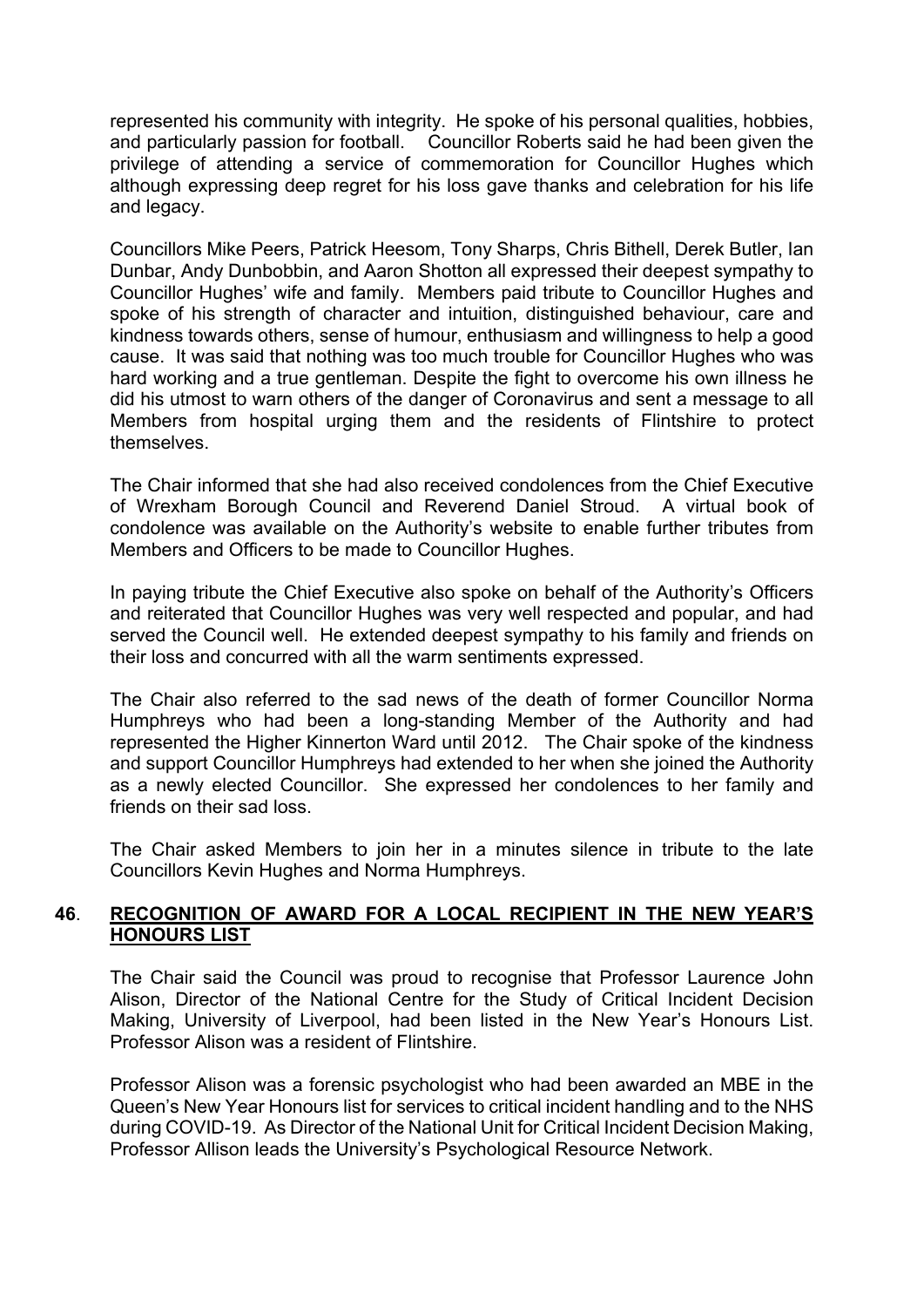represented his community with integrity. He spoke of his personal qualities, hobbies, and particularly passion for football. Councillor Roberts said he had been given the privilege of attending a service of commemoration for Councillor Hughes which although expressing deep regret for his loss gave thanks and celebration for his life and legacy.

Councillors Mike Peers, Patrick Heesom, Tony Sharps, Chris Bithell, Derek Butler, Ian Dunbar, Andy Dunbobbin, and Aaron Shotton all expressed their deepest sympathy to Councillor Hughes' wife and family. Members paid tribute to Councillor Hughes and spoke of his strength of character and intuition, distinguished behaviour, care and kindness towards others, sense of humour, enthusiasm and willingness to help a good cause. It was said that nothing was too much trouble for Councillor Hughes who was hard working and a true gentleman. Despite the fight to overcome his own illness he did his utmost to warn others of the danger of Coronavirus and sent a message to all Members from hospital urging them and the residents of Flintshire to protect themselves.

The Chair informed that she had also received condolences from the Chief Executive of Wrexham Borough Council and Reverend Daniel Stroud. A virtual book of condolence was available on the Authority's website to enable further tributes from Members and Officers to be made to Councillor Hughes.

In paying tribute the Chief Executive also spoke on behalf of the Authority's Officers and reiterated that Councillor Hughes was very well respected and popular, and had served the Council well. He extended deepest sympathy to his family and friends on their loss and concurred with all the warm sentiments expressed.

The Chair also referred to the sad news of the death of former Councillor Norma Humphreys who had been a long-standing Member of the Authority and had represented the Higher Kinnerton Ward until 2012. The Chair spoke of the kindness and support Councillor Humphreys had extended to her when she joined the Authority as a newly elected Councillor. She expressed her condolences to her family and friends on their sad loss.

The Chair asked Members to join her in a minutes silence in tribute to the late Councillors Kevin Hughes and Norma Humphreys.

## 46. RECOGNITION OF AWARD FOR A LOCAL RECIPIENT IN THE NEW YEAR'S HONOURS LIST

The Chair said the Council was proud to recognise that Professor Laurence John Alison, Director of the National Centre for the Study of Critical Incident Decision Making, University of Liverpool, had been listed in the New Year's Honours List. Professor Alison was a resident of Flintshire.

Professor Alison was a forensic psychologist who had been awarded an MBE in the Queen's New Year Honours list for services to critical incident handling and to the NHS during COVID-19. As Director of the National Unit for Critical Incident Decision Making, Professor Allison leads the University's Psychological Resource Network.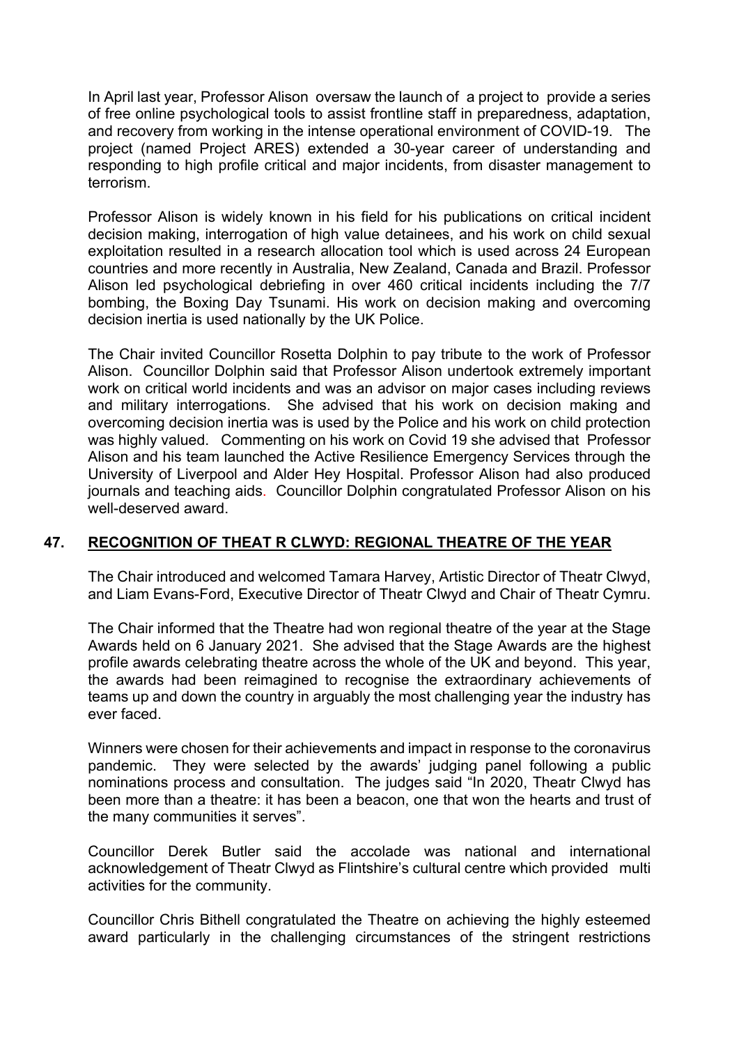In April last year, Professor Alison oversaw the launch of a project to provide a series of free online psychological tools to assist frontline staff in preparedness, adaptation, and recovery from working in the intense operational environment of COVID-19. The project (named Project ARES) extended a 30-year career of understanding and responding to high profile critical and major incidents, from disaster management to terrorism.

Professor Alison is widely known in his field for his publications on critical incident decision making, interrogation of high value detainees, and his work on child sexual exploitation resulted in a research allocation tool which is used across 24 European countries and more recently in Australia, New Zealand, Canada and Brazil. Professor Alison led psychological debriefing in over 460 critical incidents including the 7/7 bombing, the Boxing Day Tsunami. His work on decision making and overcoming decision inertia is used nationally by the UK Police.

The Chair invited Councillor Rosetta Dolphin to pay tribute to the work of Professor Alison. Councillor Dolphin said that Professor Alison undertook extremely important work on critical world incidents and was an advisor on major cases including reviews and military interrogations. She advised that his work on decision making and overcoming decision inertia was is used by the Police and his work on child protection was highly valued. Commenting on his work on Covid 19 she advised that Professor Alison and his team launched the Active Resilience Emergency Services through the University of Liverpool and Alder Hey Hospital. Professor Alison had also produced journals and teaching aids. Councillor Dolphin congratulated Professor Alison on his well-deserved award.

## 47. RECOGNITION OF THEAT R CLWYD: REGIONAL THEATRE OF THE YEAR

The Chair introduced and welcomed Tamara Harvey, Artistic Director of Theatr Clwyd, and Liam Evans-Ford, Executive Director of Theatr Clwyd and Chair of Theatr Cymru.

The Chair informed that the Theatre had won regional theatre of the year at the Stage Awards held on 6 January 2021. She advised that the Stage Awards are the highest profile awards celebrating theatre across the whole of the UK and beyond. This year, the awards had been reimagined to recognise the extraordinary achievements of teams up and down the country in arguably the most challenging year the industry has ever faced.

Winners were chosen for their achievements and impact in response to the coronavirus pandemic. They were selected by the awards' judging panel following a public nominations process and consultation. The judges said "In 2020, Theatr Clwyd has been more than a theatre: it has been a beacon, one that won the hearts and trust of the many communities it serves".

Councillor Derek Butler said the accolade was national and international acknowledgement of Theatr Clwyd as Flintshire's cultural centre which provided multi activities for the community.

Councillor Chris Bithell congratulated the Theatre on achieving the highly esteemed award particularly in the challenging circumstances of the stringent restrictions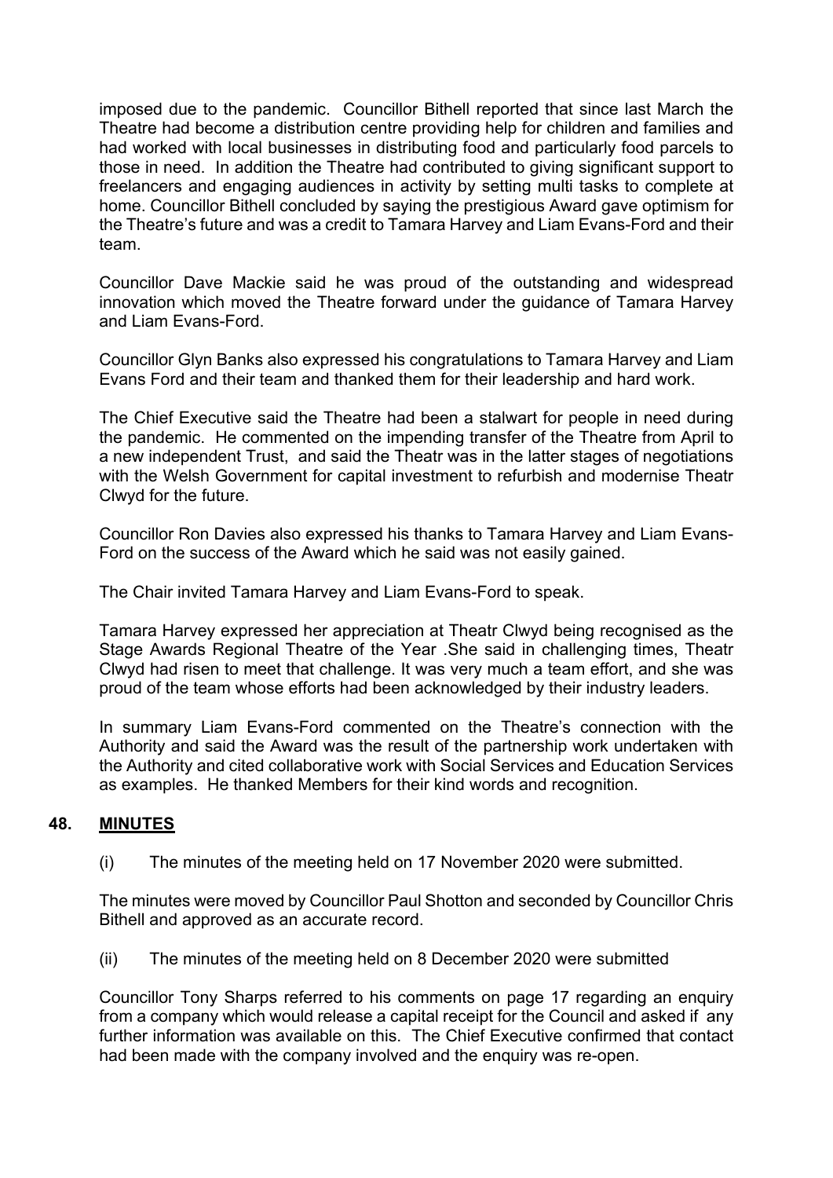imposed due to the pandemic. Councillor Bithell reported that since last March the Theatre had become a distribution centre providing help for children and families and had worked with local businesses in distributing food and particularly food parcels to those in need. In addition the Theatre had contributed to giving significant support to freelancers and engaging audiences in activity by setting multi tasks to complete at home. Councillor Bithell concluded by saying the prestigious Award gave optimism for the Theatre's future and was a credit to Tamara Harvey and Liam Evans-Ford and their team.

Councillor Dave Mackie said he was proud of the outstanding and widespread innovation which moved the Theatre forward under the guidance of Tamara Harvey and Liam Evans-Ford.

Councillor Glyn Banks also expressed his congratulations to Tamara Harvey and Liam Evans Ford and their team and thanked them for their leadership and hard work.

The Chief Executive said the Theatre had been a stalwart for people in need during the pandemic. He commented on the impending transfer of the Theatre from April to a new independent Trust, and said the Theatr was in the latter stages of negotiations with the Welsh Government for capital investment to refurbish and modernise Theatr Clwyd for the future.

Councillor Ron Davies also expressed his thanks to Tamara Harvey and Liam Evans-Ford on the success of the Award which he said was not easily gained.

The Chair invited Tamara Harvey and Liam Evans-Ford to speak.

Tamara Harvey expressed her appreciation at Theatr Clwyd being recognised as the Stage Awards Regional Theatre of the Year .She said in challenging times, Theatr Clwyd had risen to meet that challenge. It was very much a team effort, and she was proud of the team whose efforts had been acknowledged by their industry leaders.

In summary Liam Evans-Ford commented on the Theatre's connection with the Authority and said the Award was the result of the partnership work undertaken with the Authority and cited collaborative work with Social Services and Education Services as examples. He thanked Members for their kind words and recognition.

## 48. MINUTES

(i) The minutes of the meeting held on 17 November 2020 were submitted.

The minutes were moved by Councillor Paul Shotton and seconded by Councillor Chris Bithell and approved as an accurate record.

(ii) The minutes of the meeting held on 8 December 2020 were submitted

Councillor Tony Sharps referred to his comments on page 17 regarding an enquiry from a company which would release a capital receipt for the Council and asked if any further information was available on this. The Chief Executive confirmed that contact had been made with the company involved and the enquiry was re-open.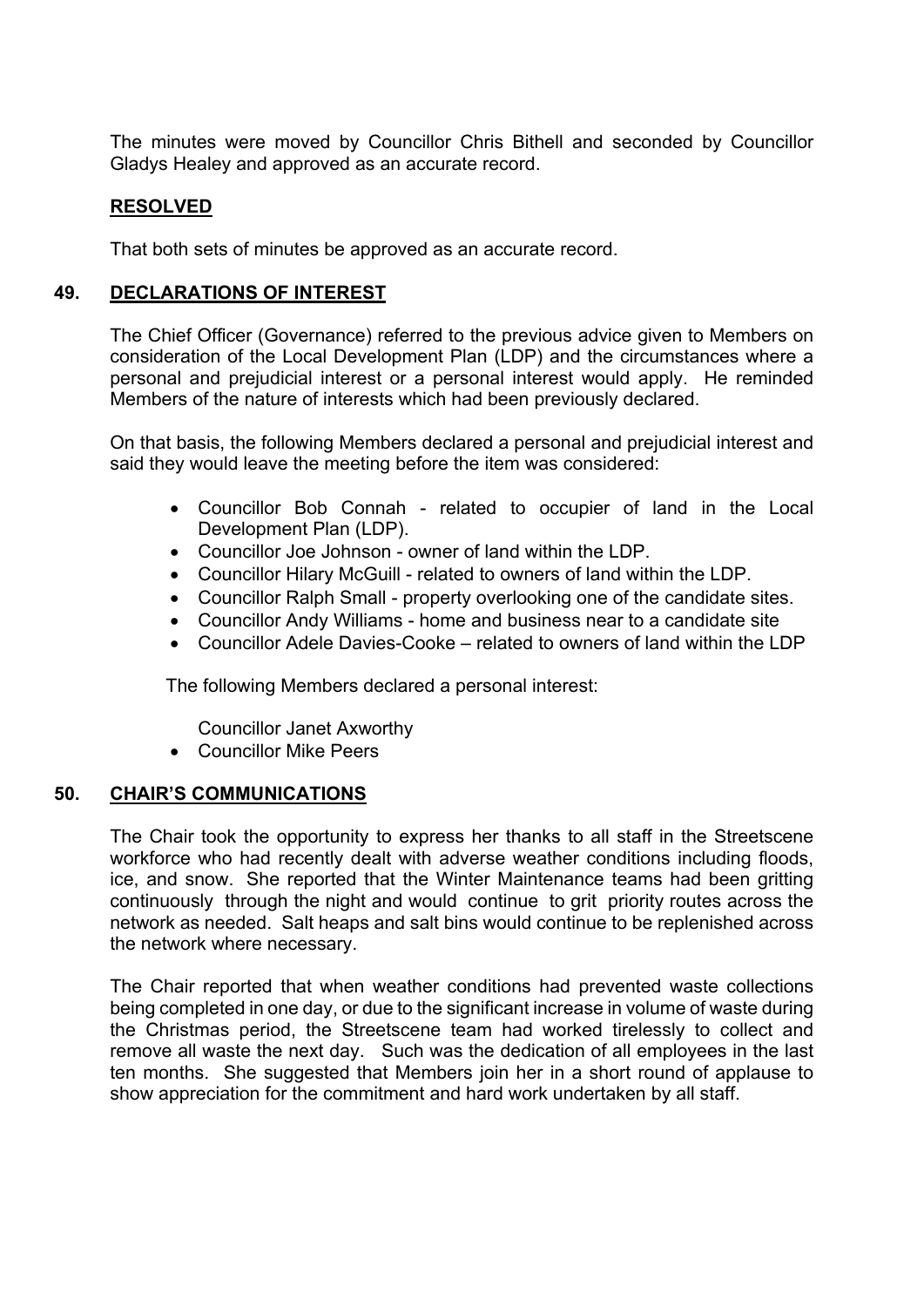The minutes were moved by Councillor Chris Bithell and seconded by Councillor Gladys Healey and approved as an accurate record.

**RESOLVED**

That both sets of minutes be approved as an accurate record.

## 49. DECLARATIONS OF INTEREST

The Chief Officer (Governance) referred to the previous advice given to Members on consideration of the Local Development Plan (LDP) and the circumstances where a personal and prejudicial interest or a personal interest would apply. He reminded Members of the nature of interests which had been previously declared.

On that basis, the following Members declared a personal and prejudicial interest and said they would leave the meeting before the item was considered:

- Councillor Bob Connah - related to occupier of land in the Local Development Plan (LDP).
- Councillor Joe Johnson - owner of land within the LDP.
- Councillor Hilary McGuill - related to owners of land within the LDP.
- Councillor Ralph Small - property overlooking one of the candidate sites.
- Councillor Andy Williams - home and business near to a candidate site
- Councillor Adele Davies-Cooke – related to owners of land within the LDP

The following Members declared a personal interest:

Councillor Janet Axworthy
- Councillor Mike Peers

## 50. CHAIR'S COMMUNICATIONS

The Chair took the opportunity to express her thanks to all staff in the Streetscene workforce who had recently dealt with adverse weather conditions including floods, ice, and snow. She reported that the Winter Maintenance teams had been gritting continuously through the night and would continue to grit priority routes across the network as needed. Salt heaps and salt bins would continue to be replenished across the network where necessary.

The Chair reported that when weather conditions had prevented waste collections being completed in one day, or due to the significant increase in volume of waste during the Christmas period, the Streetscene team had worked tirelessly to collect and remove all waste the next day. Such was the dedication of all employees in the last ten months. She suggested that Members join her in a short round of applause to show appreciation for the commitment and hard work undertaken by all staff.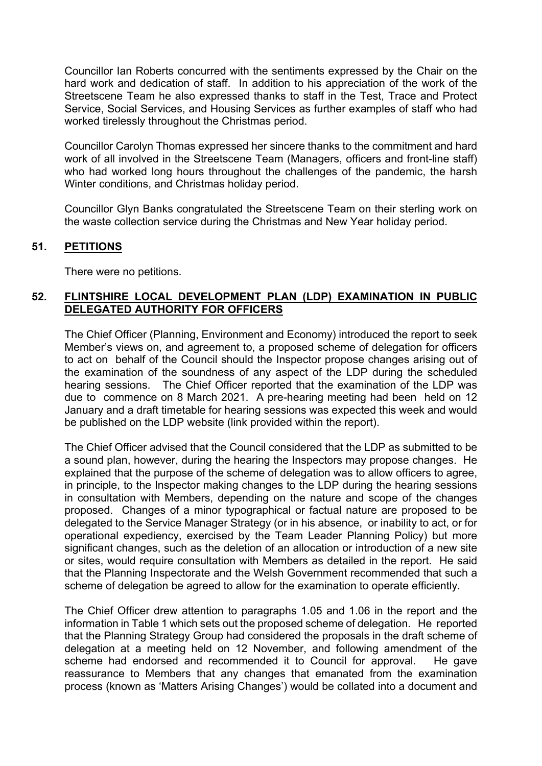Councillor Ian Roberts concurred with the sentiments expressed by the Chair on the hard work and dedication of staff. In addition to his appreciation of the work of the Streetscene Team he also expressed thanks to staff in the Test, Trace and Protect Service, Social Services, and Housing Services as further examples of staff who had worked tirelessly throughout the Christmas period.

Councillor Carolyn Thomas expressed her sincere thanks to the commitment and hard work of all involved in the Streetscene Team (Managers, officers and front-line staff) who had worked long hours throughout the challenges of the pandemic, the harsh Winter conditions, and Christmas holiday period.

Councillor Glyn Banks congratulated the Streetscene Team on their sterling work on the waste collection service during the Christmas and New Year holiday period.

## 51. PETITIONS

There were no petitions.

## 52. FLINTSHIRE LOCAL DEVELOPMENT PLAN (LDP) EXAMINATION IN PUBLIC DELEGATED AUTHORITY FOR OFFICERS

The Chief Officer (Planning, Environment and Economy) introduced the report to seek Member's views on, and agreement to, a proposed scheme of delegation for officers to act on behalf of the Council should the Inspector propose changes arising out of the examination of the soundness of any aspect of the LDP during the scheduled hearing sessions. The Chief Officer reported that the examination of the LDP was due to commence on 8 March 2021. A pre-hearing meeting had been held on 12 January and a draft timetable for hearing sessions was expected this week and would be published on the LDP website (link provided within the report).

The Chief Officer advised that the Council considered that the LDP as submitted to be a sound plan, however, during the hearing the Inspectors may propose changes. He explained that the purpose of the scheme of delegation was to allow officers to agree, in principle, to the Inspector making changes to the LDP during the hearing sessions in consultation with Members, depending on the nature and scope of the changes proposed. Changes of a minor typographical or factual nature are proposed to be delegated to the Service Manager Strategy (or in his absence, or inability to act, or for operational expediency, exercised by the Team Leader Planning Policy) but more significant changes, such as the deletion of an allocation or introduction of a new site or sites, would require consultation with Members as detailed in the report. He said that the Planning Inspectorate and the Welsh Government recommended that such a scheme of delegation be agreed to allow for the examination to operate efficiently.

The Chief Officer drew attention to paragraphs 1.05 and 1.06 in the report and the information in Table 1 which sets out the proposed scheme of delegation. He reported that the Planning Strategy Group had considered the proposals in the draft scheme of delegation at a meeting held on 12 November, and following amendment of the scheme had endorsed and recommended it to Council for approval. He gave reassurance to Members that any changes that emanated from the examination process (known as 'Matters Arising Changes') would be collated into a document and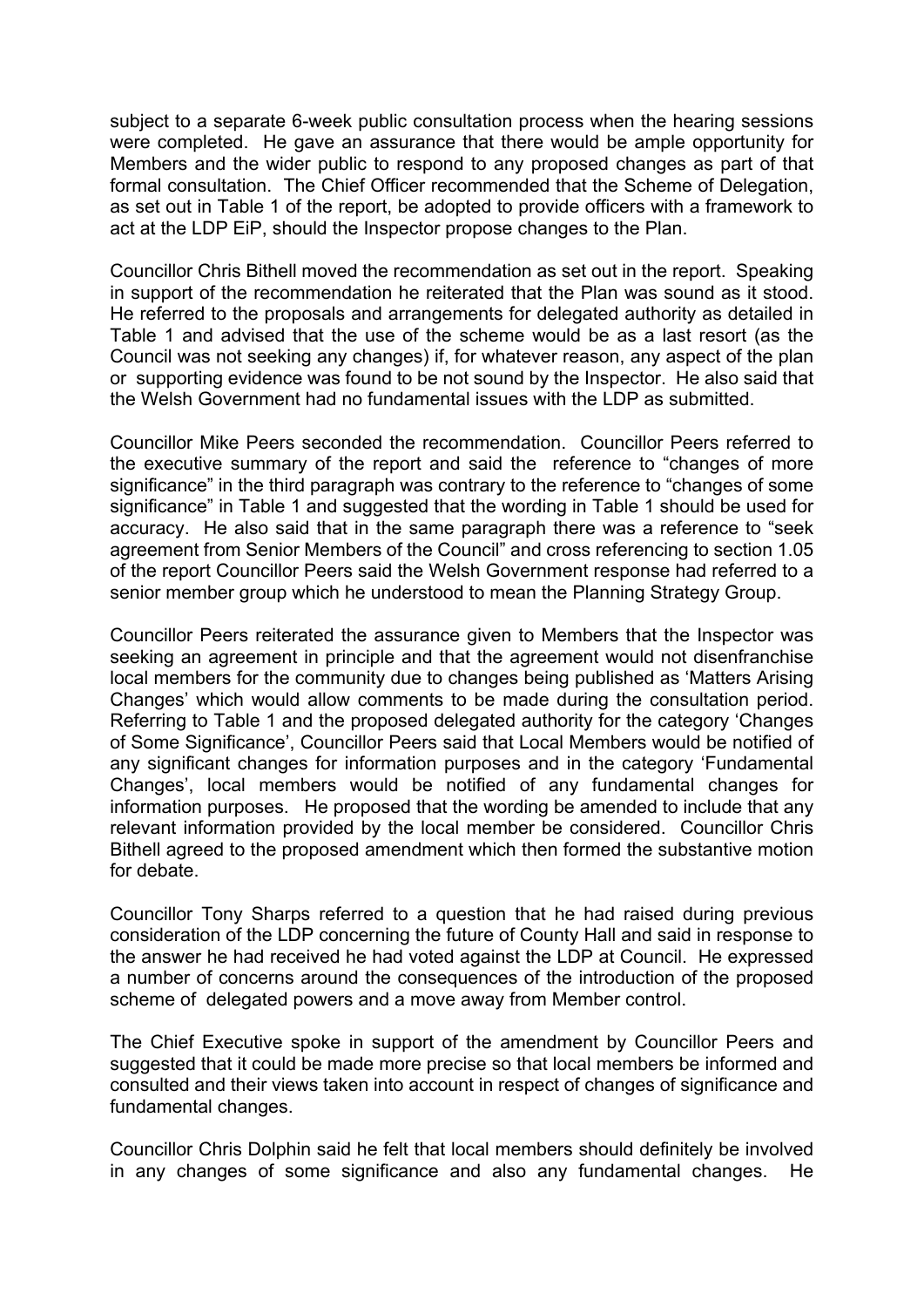subject to a separate 6-week public consultation process when the hearing sessions were completed. He gave an assurance that there would be ample opportunity for Members and the wider public to respond to any proposed changes as part of that formal consultation. The Chief Officer recommended that the Scheme of Delegation, as set out in Table 1 of the report, be adopted to provide officers with a framework to act at the LDP EiP, should the Inspector propose changes to the Plan.

Councillor Chris Bithell moved the recommendation as set out in the report. Speaking in support of the recommendation he reiterated that the Plan was sound as it stood. He referred to the proposals and arrangements for delegated authority as detailed in Table 1 and advised that the use of the scheme would be as a last resort (as the Council was not seeking any changes) if, for whatever reason, any aspect of the plan or supporting evidence was found to be not sound by the Inspector. He also said that the Welsh Government had no fundamental issues with the LDP as submitted.

Councillor Mike Peers seconded the recommendation. Councillor Peers referred to the executive summary of the report and said the reference to "changes of more significance" in the third paragraph was contrary to the reference to "changes of some significance" in Table 1 and suggested that the wording in Table 1 should be used for accuracy. He also said that in the same paragraph there was a reference to "seek agreement from Senior Members of the Council" and cross referencing to section 1.05 of the report Councillor Peers said the Welsh Government response had referred to a senior member group which he understood to mean the Planning Strategy Group.

Councillor Peers reiterated the assurance given to Members that the Inspector was seeking an agreement in principle and that the agreement would not disenfranchise local members for the community due to changes being published as 'Matters Arising Changes' which would allow comments to be made during the consultation period. Referring to Table 1 and the proposed delegated authority for the category 'Changes of Some Significance', Councillor Peers said that Local Members would be notified of any significant changes for information purposes and in the category 'Fundamental Changes', local members would be notified of any fundamental changes for information purposes. He proposed that the wording be amended to include that any relevant information provided by the local member be considered. Councillor Chris Bithell agreed to the proposed amendment which then formed the substantive motion for debate.

Councillor Tony Sharps referred to a question that he had raised during previous consideration of the LDP concerning the future of County Hall and said in response to the answer he had received he had voted against the LDP at Council. He expressed a number of concerns around the consequences of the introduction of the proposed scheme of delegated powers and a move away from Member control.

The Chief Executive spoke in support of the amendment by Councillor Peers and suggested that it could be made more precise so that local members be informed and consulted and their views taken into account in respect of changes of significance and fundamental changes.

Councillor Chris Dolphin said he felt that local members should definitely be involved in any changes of some significance and also any fundamental changes. He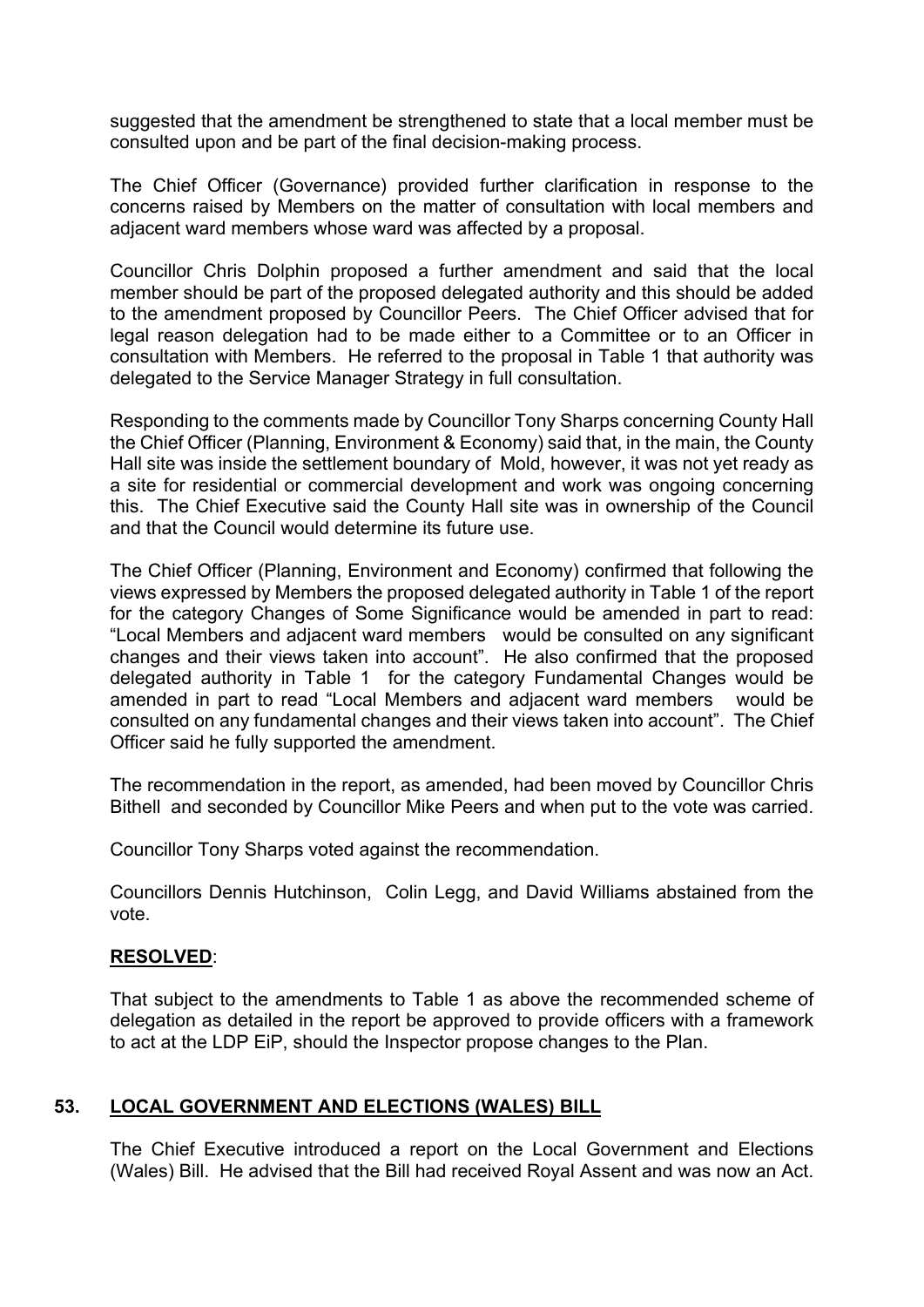suggested that the amendment be strengthened to state that a local member must be consulted upon and be part of the final decision-making process.

The Chief Officer (Governance) provided further clarification in response to the concerns raised by Members on the matter of consultation with local members and adjacent ward members whose ward was affected by a proposal.

Councillor Chris Dolphin proposed a further amendment and said that the local member should be part of the proposed delegated authority and this should be added to the amendment proposed by Councillor Peers. The Chief Officer advised that for legal reason delegation had to be made either to a Committee or to an Officer in consultation with Members. He referred to the proposal in Table 1 that authority was delegated to the Service Manager Strategy in full consultation.

Responding to the comments made by Councillor Tony Sharps concerning County Hall the Chief Officer (Planning, Environment & Economy) said that, in the main, the County Hall site was inside the settlement boundary of Mold, however, it was not yet ready as a site for residential or commercial development and work was ongoing concerning this. The Chief Executive said the County Hall site was in ownership of the Council and that the Council would determine its future use.

The Chief Officer (Planning, Environment and Economy) confirmed that following the views expressed by Members the proposed delegated authority in Table 1 of the report for the category Changes of Some Significance would be amended in part to read: "Local Members and adjacent ward members would be consulted on any significant changes and their views taken into account". He also confirmed that the proposed delegated authority in Table 1 for the category Fundamental Changes would be amended in part to read "Local Members and adjacent ward members would be consulted on any fundamental changes and their views taken into account". The Chief Officer said he fully supported the amendment.

The recommendation in the report, as amended, had been moved by Councillor Chris Bithell and seconded by Councillor Mike Peers and when put to the vote was carried.

Councillor Tony Sharps voted against the recommendation.

Councillors Dennis Hutchinson, Colin Legg, and David Williams abstained from the vote.

**RESOLVED**:

That subject to the amendments to Table 1 as above the recommended scheme of delegation as detailed in the report be approved to provide officers with a framework to act at the LDP EiP, should the Inspector propose changes to the Plan.

## 53. LOCAL GOVERNMENT AND ELECTIONS (WALES) BILL

The Chief Executive introduced a report on the Local Government and Elections (Wales) Bill. He advised that the Bill had received Royal Assent and was now an Act.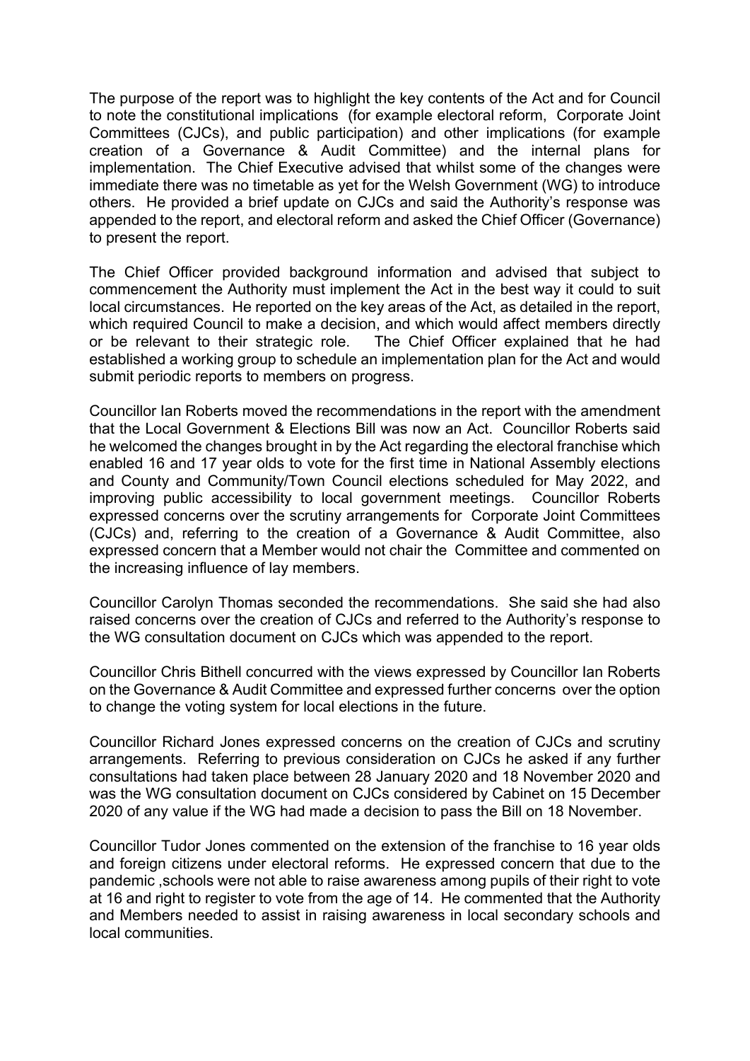The purpose of the report was to highlight the key contents of the Act and for Council to note the constitutional implications (for example electoral reform, Corporate Joint Committees (CJCs), and public participation) and other implications (for example creation of a Governance & Audit Committee) and the internal plans for implementation. The Chief Executive advised that whilst some of the changes were immediate there was no timetable as yet for the Welsh Government (WG) to introduce others. He provided a brief update on CJCs and said the Authority's response was appended to the report, and electoral reform and asked the Chief Officer (Governance) to present the report.

The Chief Officer provided background information and advised that subject to commencement the Authority must implement the Act in the best way it could to suit local circumstances. He reported on the key areas of the Act, as detailed in the report, which required Council to make a decision, and which would affect members directly or be relevant to their strategic role. The Chief Officer explained that he had established a working group to schedule an implementation plan for the Act and would submit periodic reports to members on progress.

Councillor Ian Roberts moved the recommendations in the report with the amendment that the Local Government & Elections Bill was now an Act. Councillor Roberts said he welcomed the changes brought in by the Act regarding the electoral franchise which enabled 16 and 17 year olds to vote for the first time in National Assembly elections and County and Community/Town Council elections scheduled for May 2022, and improving public accessibility to local government meetings. Councillor Roberts expressed concerns over the scrutiny arrangements for Corporate Joint Committees (CJCs) and, referring to the creation of a Governance & Audit Committee, also expressed concern that a Member would not chair the Committee and commented on the increasing influence of lay members.

Councillor Carolyn Thomas seconded the recommendations. She said she had also raised concerns over the creation of CJCs and referred to the Authority's response to the WG consultation document on CJCs which was appended to the report.

Councillor Chris Bithell concurred with the views expressed by Councillor Ian Roberts on the Governance & Audit Committee and expressed further concerns over the option to change the voting system for local elections in the future.

Councillor Richard Jones expressed concerns on the creation of CJCs and scrutiny arrangements. Referring to previous consideration on CJCs he asked if any further consultations had taken place between 28 January 2020 and 18 November 2020 and was the WG consultation document on CJCs considered by Cabinet on 15 December 2020 of any value if the WG had made a decision to pass the Bill on 18 November.

Councillor Tudor Jones commented on the extension of the franchise to 16 year olds and foreign citizens under electoral reforms. He expressed concern that due to the pandemic ,schools were not able to raise awareness among pupils of their right to vote at 16 and right to register to vote from the age of 14. He commented that the Authority and Members needed to assist in raising awareness in local secondary schools and local communities.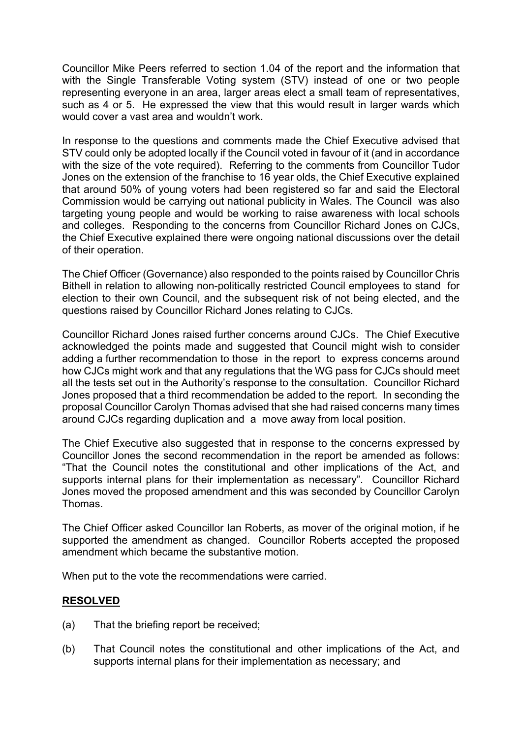Councillor Mike Peers referred to section 1.04 of the report and the information that with the Single Transferable Voting system (STV) instead of one or two people representing everyone in an area, larger areas elect a small team of representatives, such as 4 or 5. He expressed the view that this would result in larger wards which would cover a vast area and wouldn't work.

In response to the questions and comments made the Chief Executive advised that STV could only be adopted locally if the Council voted in favour of it (and in accordance with the size of the vote required). Referring to the comments from Councillor Tudor Jones on the extension of the franchise to 16 year olds, the Chief Executive explained that around 50% of young voters had been registered so far and said the Electoral Commission would be carrying out national publicity in Wales. The Council was also targeting young people and would be working to raise awareness with local schools and colleges. Responding to the concerns from Councillor Richard Jones on CJCs, the Chief Executive explained there were ongoing national discussions over the detail of their operation.

The Chief Officer (Governance) also responded to the points raised by Councillor Chris Bithell in relation to allowing non-politically restricted Council employees to stand for election to their own Council, and the subsequent risk of not being elected, and the questions raised by Councillor Richard Jones relating to CJCs.

Councillor Richard Jones raised further concerns around CJCs. The Chief Executive acknowledged the points made and suggested that Council might wish to consider adding a further recommendation to those in the report to express concerns around how CJCs might work and that any regulations that the WG pass for CJCs should meet all the tests set out in the Authority's response to the consultation. Councillor Richard Jones proposed that a third recommendation be added to the report. In seconding the proposal Councillor Carolyn Thomas advised that she had raised concerns many times around CJCs regarding duplication and a move away from local position.

The Chief Executive also suggested that in response to the concerns expressed by Councillor Jones the second recommendation in the report be amended as follows: "That the Council notes the constitutional and other implications of the Act, and supports internal plans for their implementation as necessary". Councillor Richard Jones moved the proposed amendment and this was seconded by Councillor Carolyn Thomas.

The Chief Officer asked Councillor Ian Roberts, as mover of the original motion, if he supported the amendment as changed. Councillor Roberts accepted the proposed amendment which became the substantive motion.

When put to the vote the recommendations were carried.

**RESOLVED**

(a) That the briefing report be received;

(b) That Council notes the constitutional and other implications of the Act, and supports internal plans for their implementation as necessary; and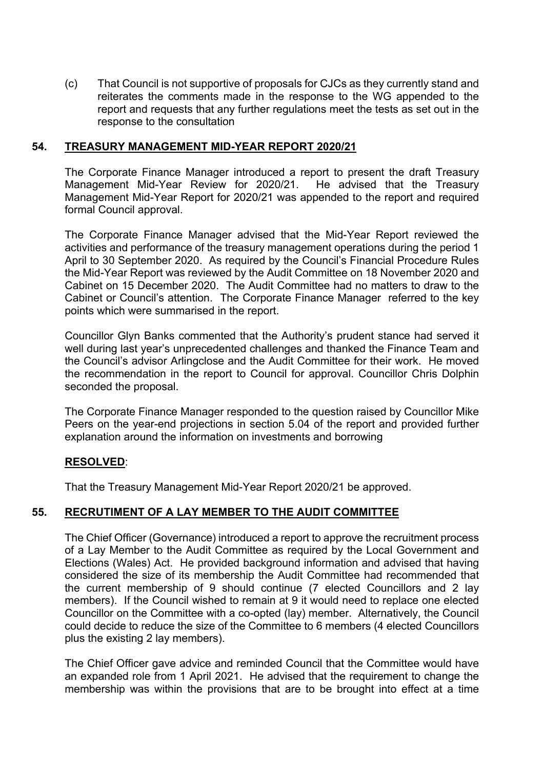(c) That Council is not supportive of proposals for CJCs as they currently stand and reiterates the comments made in the response to the WG appended to the report and requests that any further regulations meet the tests as set out in the response to the consultation

## 54. TREASURY MANAGEMENT MID-YEAR REPORT 2020/21

The Corporate Finance Manager introduced a report to present the draft Treasury Management Mid-Year Review for 2020/21. He advised that the Treasury Management Mid-Year Report for 2020/21 was appended to the report and required formal Council approval.

The Corporate Finance Manager advised that the Mid-Year Report reviewed the activities and performance of the treasury management operations during the period 1 April to 30 September 2020. As required by the Council's Financial Procedure Rules the Mid-Year Report was reviewed by the Audit Committee on 18 November 2020 and Cabinet on 15 December 2020. The Audit Committee had no matters to draw to the Cabinet or Council's attention. The Corporate Finance Manager referred to the key points which were summarised in the report.

Councillor Glyn Banks commented that the Authority's prudent stance had served it well during last year's unprecedented challenges and thanked the Finance Team and the Council's advisor Arlingclose and the Audit Committee for their work. He moved the recommendation in the report to Council for approval. Councillor Chris Dolphin seconded the proposal.

The Corporate Finance Manager responded to the question raised by Councillor Mike Peers on the year-end projections in section 5.04 of the report and provided further explanation around the information on investments and borrowing

**RESOLVED**:

That the Treasury Management Mid-Year Report 2020/21 be approved.

## 55. RECRUTIMENT OF A LAY MEMBER TO THE AUDIT COMMITTEE

The Chief Officer (Governance) introduced a report to approve the recruitment process of a Lay Member to the Audit Committee as required by the Local Government and Elections (Wales) Act. He provided background information and advised that having considered the size of its membership the Audit Committee had recommended that the current membership of 9 should continue (7 elected Councillors and 2 lay members). If the Council wished to remain at 9 it would need to replace one elected Councillor on the Committee with a co-opted (lay) member. Alternatively, the Council could decide to reduce the size of the Committee to 6 members (4 elected Councillors plus the existing 2 lay members).

The Chief Officer gave advice and reminded Council that the Committee would have an expanded role from 1 April 2021. He advised that the requirement to change the membership was within the provisions that are to be brought into effect at a time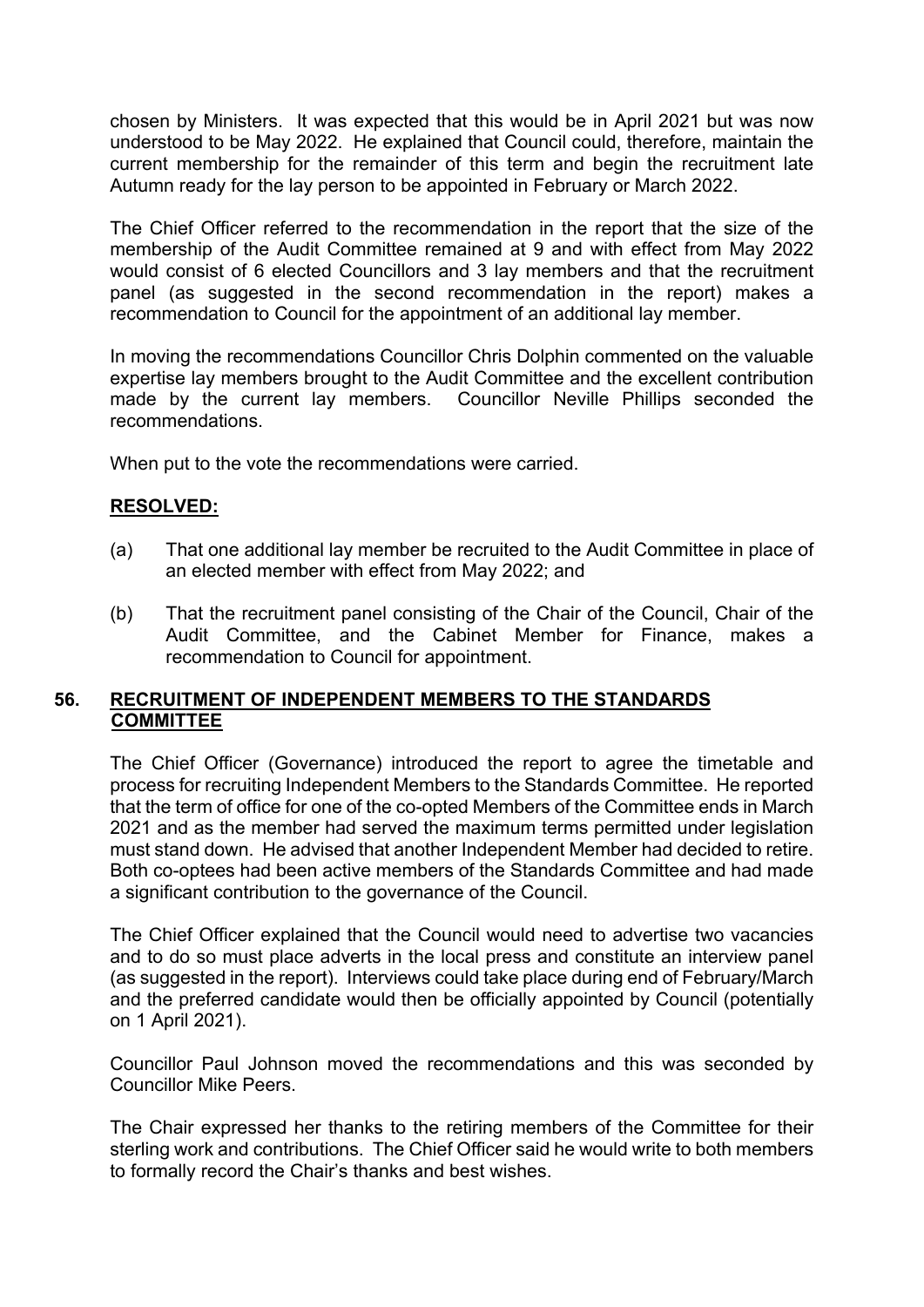chosen by Ministers. It was expected that this would be in April 2021 but was now understood to be May 2022. He explained that Council could, therefore, maintain the current membership for the remainder of this term and begin the recruitment late Autumn ready for the lay person to be appointed in February or March 2022.

The Chief Officer referred to the recommendation in the report that the size of the membership of the Audit Committee remained at 9 and with effect from May 2022 would consist of 6 elected Councillors and 3 lay members and that the recruitment panel (as suggested in the second recommendation in the report) makes a recommendation to Council for the appointment of an additional lay member.

In moving the recommendations Councillor Chris Dolphin commented on the valuable expertise lay members brought to the Audit Committee and the excellent contribution made by the current lay members. Councillor Neville Phillips seconded the recommendations.

When put to the vote the recommendations were carried.

**RESOLVED:**

(a) That one additional lay member be recruited to the Audit Committee in place of an elected member with effect from May 2022; and

(b) That the recruitment panel consisting of the Chair of the Council, Chair of the Audit Committee, and the Cabinet Member for Finance, makes a recommendation to Council for appointment.

## 56. RECRUITMENT OF INDEPENDENT MEMBERS TO THE STANDARDS COMMITTEE

The Chief Officer (Governance) introduced the report to agree the timetable and process for recruiting Independent Members to the Standards Committee. He reported that the term of office for one of the co-opted Members of the Committee ends in March 2021 and as the member had served the maximum terms permitted under legislation must stand down. He advised that another Independent Member had decided to retire. Both co-optees had been active members of the Standards Committee and had made a significant contribution to the governance of the Council.

The Chief Officer explained that the Council would need to advertise two vacancies and to do so must place adverts in the local press and constitute an interview panel (as suggested in the report). Interviews could take place during end of February/March and the preferred candidate would then be officially appointed by Council (potentially on 1 April 2021).

Councillor Paul Johnson moved the recommendations and this was seconded by Councillor Mike Peers.

The Chair expressed her thanks to the retiring members of the Committee for their sterling work and contributions. The Chief Officer said he would write to both members to formally record the Chair's thanks and best wishes.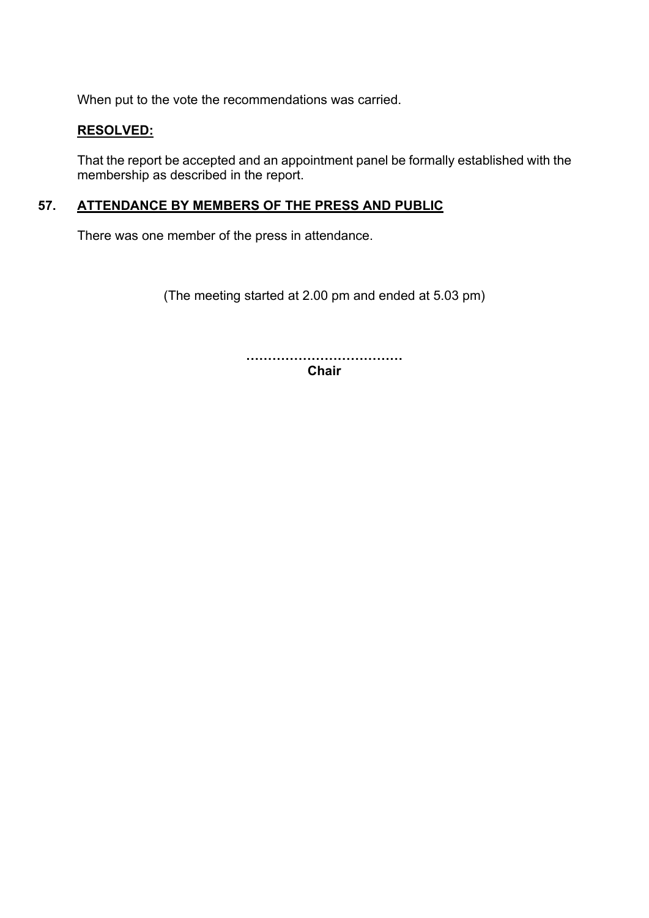When put to the vote the recommendations was carried.

**RESOLVED:**

That the report be accepted and an appointment panel be formally established with the membership as described in the report.

## 57. ATTENDANCE BY MEMBERS OF THE PRESS AND PUBLIC

There was one member of the press in attendance.

(The meeting started at 2.00 pm and ended at 5.03 pm)

………………………………

**Chair**